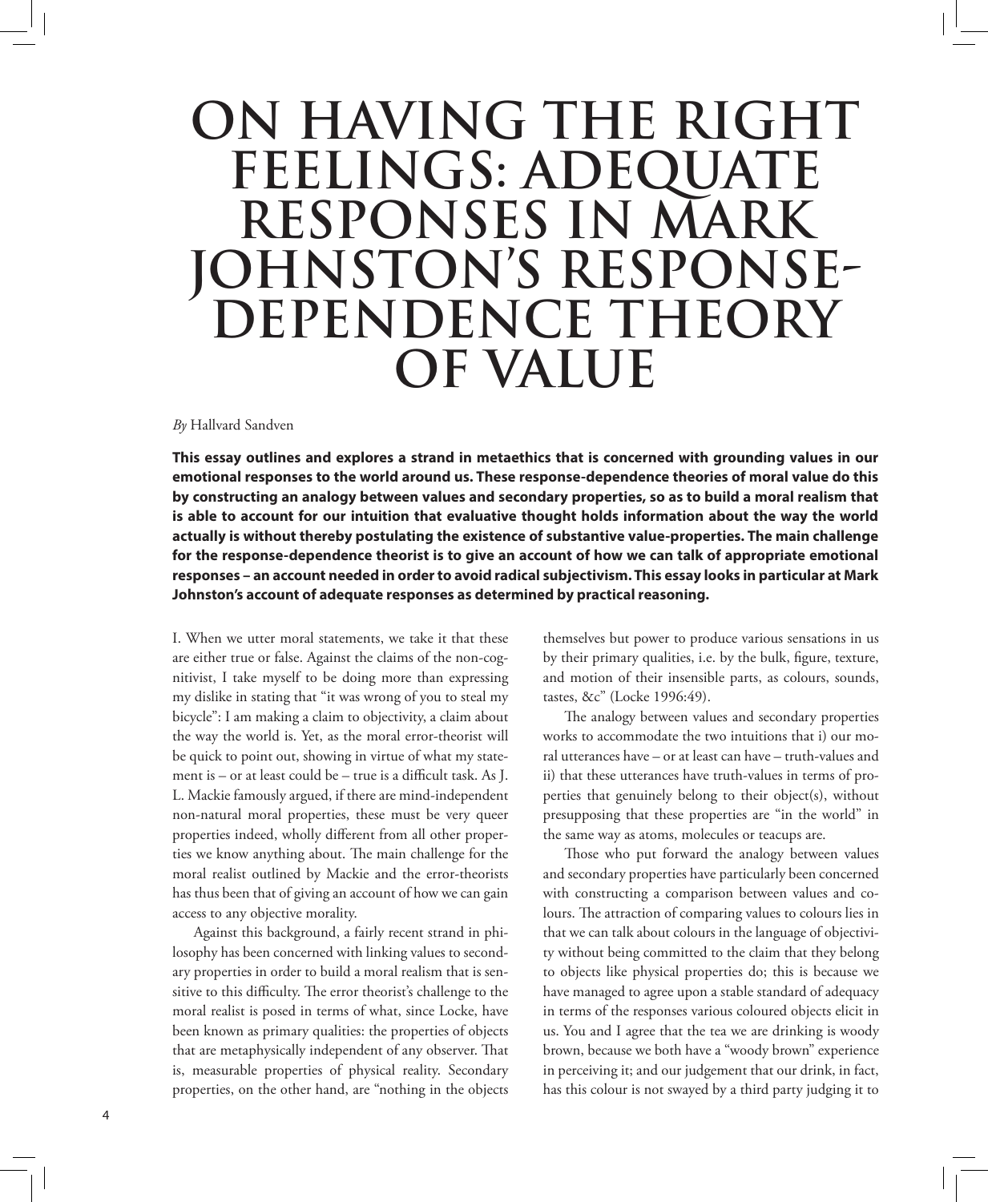# ON HAVING THE RIGHT FEELINGS: ADEQUATE RESPONSES IN MARK JOHNSTON'S RESPONSE-DEPENDENCE THEORY OF VALUE

*By* Hallvard Sandven

**This essay outlines and explores a strand in metaethics that is concerned with grounding values in our emotional responses to the world around us. These response-dependence theories of moral value do this by constructing an analogy between values and secondary properties, so as to build a moral realism that is able to account for our intuition that evaluative thought holds information about the way the world actually is without thereby postulating the existence of substantive value-properties. The main challenge for the response-dependence theorist is to give an account of how we can talk of appropriate emotional responses – an account needed in order to avoid radical subjectivism. This essay looks in particular at Mark Johnston's account of adequate responses as determined by practical reasoning.**

I. When we utter moral statements, we take it that these are either true or false. Against the claims of the non-cognitivist, I take myself to be doing more than expressing my dislike in stating that "it was wrong of you to steal my bicycle": I am making a claim to objectivity, a claim about the way the world is. Yet, as the moral error-theorist will be quick to point out, showing in virtue of what my statement is – or at least could be – true is a difficult task. As J. L. Mackie famously argued, if there are mind-independent non-natural moral properties, these must be very queer properties indeed, wholly different from all other properties we know anything about. The main challenge for the moral realist outlined by Mackie and the error-theorists has thus been that of giving an account of how we can gain access to any objective morality.

Against this background, a fairly recent strand in philosophy has been concerned with linking values to secondary properties in order to build a moral realism that is sensitive to this difficulty. The error theorist's challenge to the moral realist is posed in terms of what, since Locke, have been known as primary qualities: the properties of objects that are metaphysically independent of any observer. That is, measurable properties of physical reality. Secondary properties, on the other hand, are "nothing in the objects themselves but power to produce various sensations in us by their primary qualities, i.e. by the bulk, figure, texture, and motion of their insensible parts, as colours, sounds, tastes, &c" (Locke 1996:49).

The analogy between values and secondary properties works to accommodate the two intuitions that i) our moral utterances have – or at least can have – truth-values and ii) that these utterances have truth-values in terms of properties that genuinely belong to their object(s), without presupposing that these properties are "in the world" in the same way as atoms, molecules or teacups are.

Those who put forward the analogy between values and secondary properties have particularly been concerned with constructing a comparison between values and colours. The attraction of comparing values to colours lies in that we can talk about colours in the language of objectivity without being committed to the claim that they belong to objects like physical properties do; this is because we have managed to agree upon a stable standard of adequacy in terms of the responses various coloured objects elicit in us. You and I agree that the tea we are drinking is woody brown, because we both have a "woody brown" experience in perceiving it; and our judgement that our drink, in fact, has this colour is not swayed by a third party judging it to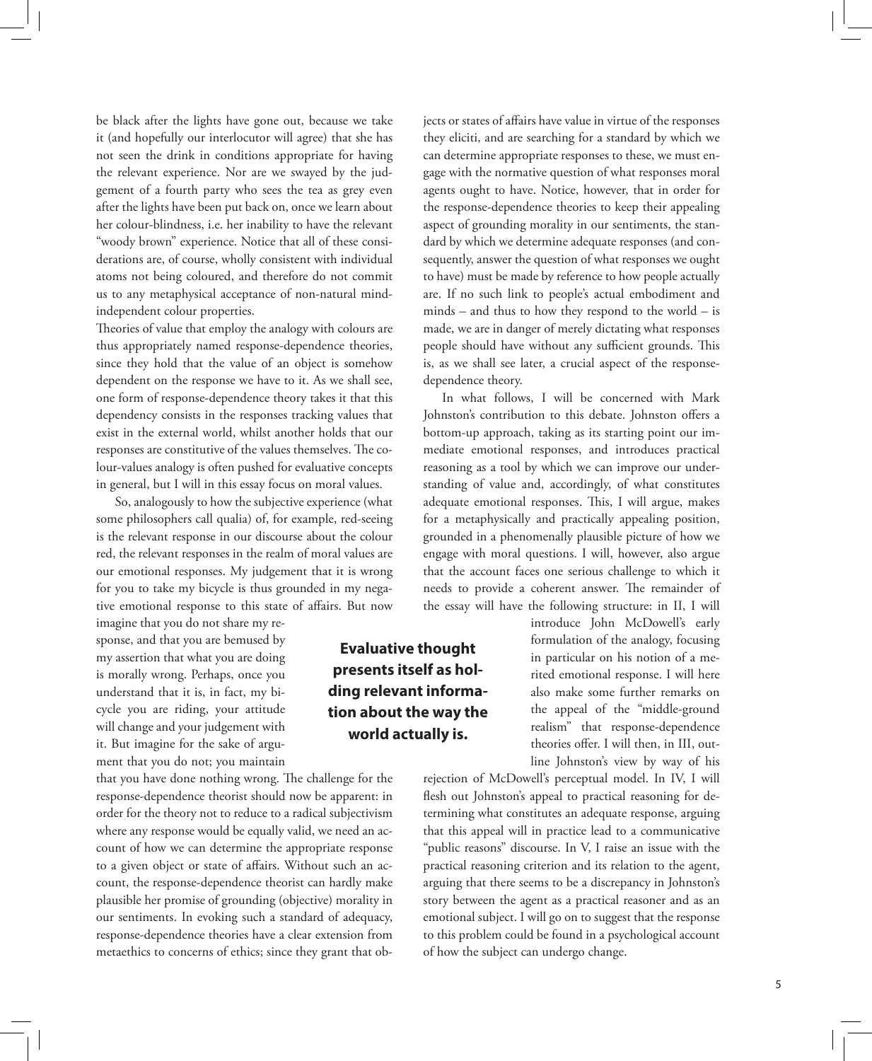be black after the lights have gone out, because we take it (and hopefully our interlocutor will agree) that she has not seen the drink in conditions appropriate for having the relevant experience. Nor are we swayed by the judgement of a fourth party who sees the tea as grey even after the lights have been put back on, once we learn about her colour-blindness, i.e. her inability to have the relevant "woody brown" experience. Notice that all of these considerations are, of course, wholly consistent with individual atoms not being coloured, and therefore do not commit us to any metaphysical acceptance of non-natural mind-independent colour properties.

Theories of value that employ the analogy with colours are thus appropriately named response-dependence theories, since they hold that the value of an object is somehow dependent on the response we have to it. As we shall see, one form of response-dependence theory takes it that this dependency consists in the responses tracking values that exist in the external world, whilst another holds that our responses are constitutive of the values themselves. The colour-values analogy is often pushed for evaluative concepts in general, but I will in this essay focus on moral values.

So, analogously to how the subjective experience (what some philosophers call qualia) of, for example, red-seeing is the relevant response in our discourse about the colour red, the relevant responses in the realm of moral values are our emotional responses. My judgement that it is wrong for you to take my bicycle is thus grounded in my negative emotional response to this state of affairs. But now imagine that you do not share my response, and that you are bemused by my assertion that what you are doing is morally wrong. Perhaps, once you understand that it is, in fact, my bicycle you are riding, your attitude will change and your judgement with it. But imagine for the sake of argument that you do not; you maintain that you have done nothing wrong. The challenge for the response-dependence theorist should now be apparent: in order for the theory not to reduce to a radical subjectivism where any response would be equally valid, we need an account of how we can determine the appropriate response to a given object or state of affairs. Without such an account, the response-dependence theorist can hardly make plausible her promise of grounding (objective) morality in our sentiments. In evoking such a standard of adequacy, response-dependence theories have a clear extension from metaethics to concerns of ethics; since they grant that objects or states of affairs have value in virtue of the responses they eliciti, and are searching for a standard by which we can determine appropriate responses to these, we must engage with the normative question of what responses moral agents ought to have. Notice, however, that in order for the response-dependence theories to keep their appealing aspect of grounding morality in our sentiments, the standard by which we determine adequate responses (and consequently, answer the question of what responses we ought to have) must be made by reference to how people actually are. If no such link to people's actual embodiment and minds – and thus to how they respond to the world – is made, we are in danger of merely dictating what responses people should have without any sufficient grounds. This is, as we shall see later, a crucial aspect of the response-dependence theory.

**Evaluative thought presents itself as holding relevant information about the way the world actually is.**

In what follows, I will be concerned with Mark Johnston's contribution to this debate. Johnston offers a bottom-up approach, taking as its starting point our immediate emotional responses, and introduces practical reasoning as a tool by which we can improve our understanding of value and, accordingly, of what constitutes adequate emotional responses. This, I will argue, makes for a metaphysically and practically appealing position, grounded in a phenomenally plausible picture of how we engage with moral questions. I will, however, also argue that the account faces one serious challenge to which it needs to provide a coherent answer. The remainder of the essay will have the following structure: in II, I will introduce John McDowell's early formulation of the analogy, focusing in particular on his notion of a merited emotional response. I will here also make some further remarks on the appeal of the "middle-ground realism" that response-dependence theories offer. I will then, in III, outline Johnston's view by way of his rejection of McDowell's perceptual model. In IV, I will flesh out Johnston's appeal to practical reasoning for determining what constitutes an adequate response, arguing that this appeal will in practice lead to a communicative "public reasons" discourse. In V, I raise an issue with the practical reasoning criterion and its relation to the agent, arguing that there seems to be a discrepancy in Johnston's story between the agent as a practical reasoner and as an emotional subject. I will go on to suggest that the response to this problem could be found in a psychological account of how the subject can undergo change.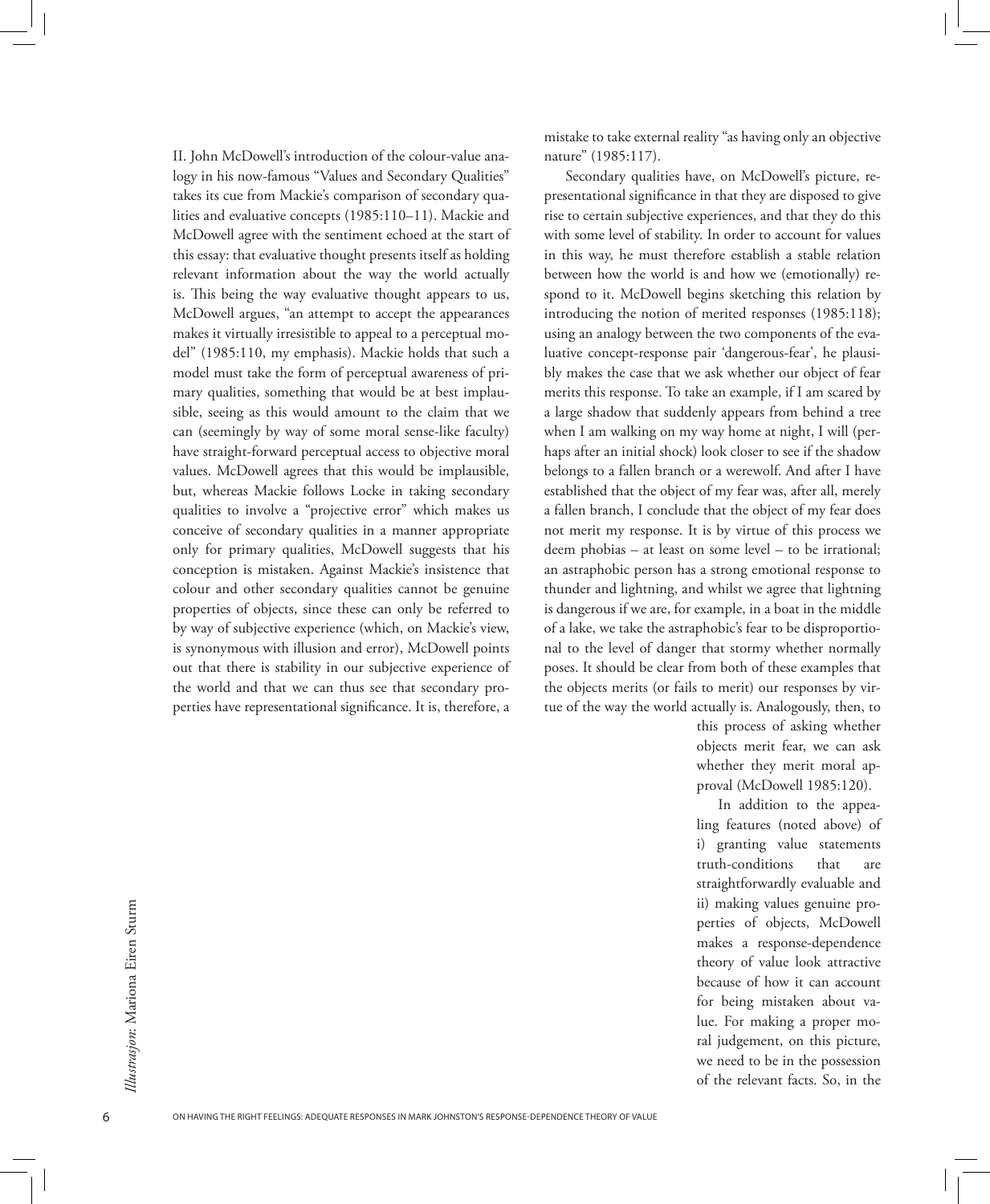II. John McDowell's introduction of the colour-value analogy in his now-famous "Values and Secondary Qualities" takes its cue from Mackie's comparison of secondary qualities and evaluative concepts (1985:110–11). Mackie and McDowell agree with the sentiment echoed at the start of this essay: that evaluative thought presents itself as holding relevant information about the way the world actually is. This being the way evaluative thought appears to us, McDowell argues, "an attempt to accept the appearances makes it virtually irresistible to appeal to a perceptual model" (1985:110, my emphasis). Mackie holds that such a model must take the form of perceptual awareness of primary qualities, something that would be at best implausible, seeing as this would amount to the claim that we can (seemingly by way of some moral sense-like faculty) have straight-forward perceptual access to objective moral values. McDowell agrees that this would be implausible, but, whereas Mackie follows Locke in taking secondary qualities to involve a "projective error" which makes us conceive of secondary qualities in a manner appropriate only for primary qualities, McDowell suggests that his conception is mistaken. Against Mackie's insistence that colour and other secondary qualities cannot be genuine properties of objects, since these can only be referred to by way of subjective experience (which, on Mackie's view, is synonymous with illusion and error), McDowell points out that there is stability in our subjective experience of the world and that we can thus see that secondary properties have representational significance. It is, therefore, a mistake to take external reality "as having only an objective nature" (1985:117).

Secondary qualities have, on McDowell's picture, representational significance in that they are disposed to give rise to certain subjective experiences, and that they do this with some level of stability. In order to account for values in this way, he must therefore establish a stable relation between how the world is and how we (emotionally) respond to it. McDowell begins sketching this relation by introducing the notion of merited responses (1985:118); using an analogy between the two components of the evaluative concept-response pair 'dangerous-fear', he plausibly makes the case that we ask whether our object of fear merits this response. To take an example, if I am scared by a large shadow that suddenly appears from behind a tree when I am walking on my way home at night, I will (perhaps after an initial shock) look closer to see if the shadow belongs to a fallen branch or a werewolf. And after I have established that the object of my fear was, after all, merely a fallen branch, I conclude that the object of my fear does not merit my response. It is by virtue of this process we deem phobias – at least on some level – to be irrational; an astraphobic person has a strong emotional response to thunder and lightning, and whilst we agree that lightning is dangerous if we are, for example, in a boat in the middle of a lake, we take the astraphobic's fear to be disproportional to the level of danger that stormy whether normally poses. It should be clear from both of these examples that the objects merits (or fails to merit) our responses by virtue of the way the world actually is. Analogously, then, to this process of asking whether objects merit fear, we can ask whether they merit moral approval (McDowell 1985:120).

In addition to the appealing features (noted above) of i) granting value statements truth-conditions that are straightforwardly evaluable and ii) making values genuine properties of objects, McDowell makes a response-dependence theory of value look attractive because of how it can account for being mistaken about value. For making a proper moral judgement, on this picture, we need to be in the possession of the relevant facts. So, in the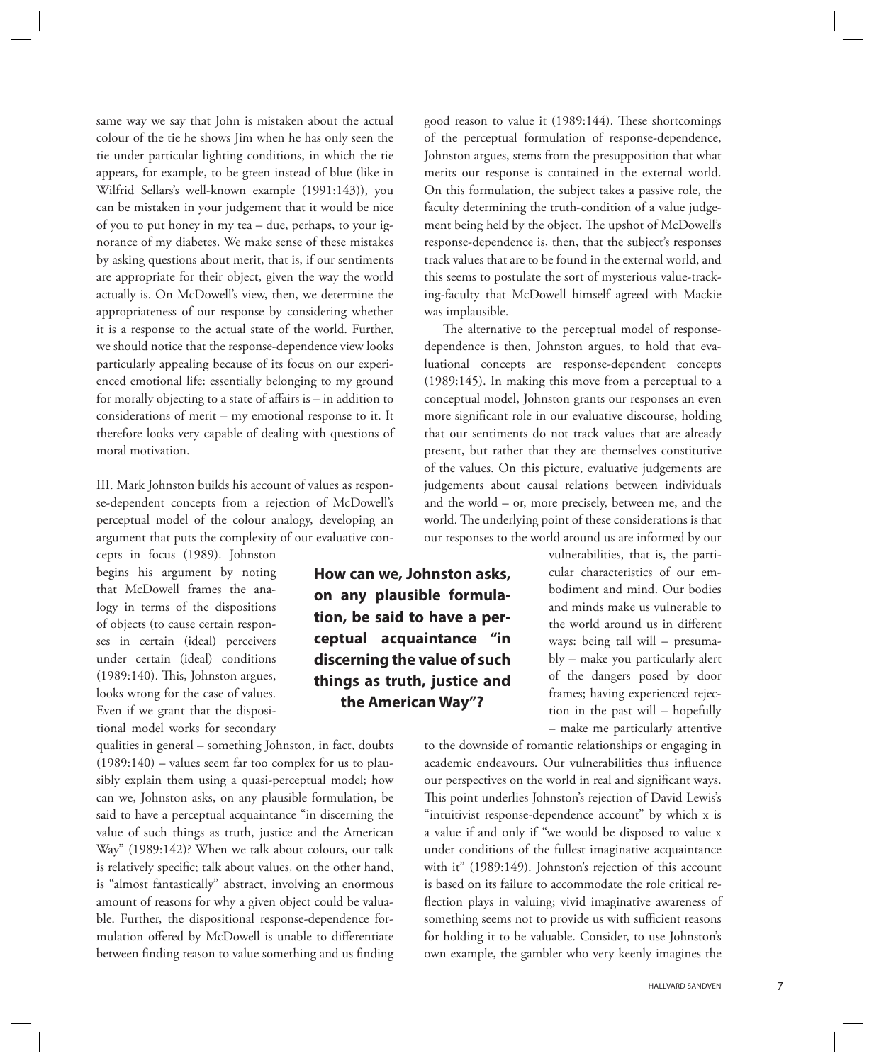same way we say that John is mistaken about the actual colour of the tie he shows Jim when he has only seen the tie under particular lighting conditions, in which the tie appears, for example, to be green instead of blue (like in Wilfrid Sellars's well-known example (1991:143)), you can be mistaken in your judgement that it would be nice of you to put honey in my tea – due, perhaps, to your ignorance of my diabetes. We make sense of these mistakes by asking questions about merit, that is, if our sentiments are appropriate for their object, given the way the world actually is. On McDowell's view, then, we determine the appropriateness of our response by considering whether it is a response to the actual state of the world. Further, we should notice that the response-dependence view looks particularly appealing because of its focus on our experienced emotional life: essentially belonging to my ground for morally objecting to a state of affairs is – in addition to considerations of merit – my emotional response to it. It therefore looks very capable of dealing with questions of moral motivation.

III. Mark Johnston builds his account of values as response-dependent concepts from a rejection of McDowell's perceptual model of the colour analogy, developing an argument that puts the complexity of our evaluative concepts in focus (1989). Johnston begins his argument by noting that McDowell frames the analogy in terms of the dispositions of objects (to cause certain responses in certain (ideal) perceivers under certain (ideal) conditions (1989:140). This, Johnston argues, looks wrong for the case of values. Even if we grant that the dispositional model works for secondary qualities in general – something Johnston, in fact, doubts (1989:140) – values seem far too complex for us to plausibly explain them using a quasi-perceptual model; how can we, Johnston asks, on any plausible formulation, be said to have a perceptual acquaintance "in discerning the value of such things as truth, justice and the American Way" (1989:142)? When we talk about colours, our talk is relatively specific; talk about values, on the other hand, is "almost fantastically" abstract, involving an enormous amount of reasons for why a given object could be valuable. Further, the dispositional response-dependence formulation offered by McDowell is unable to differentiate between finding reason to value something and us finding good reason to value it (1989:144). These shortcomings of the perceptual formulation of response-dependence, Johnston argues, stems from the presupposition that what merits our response is contained in the external world. On this formulation, the subject takes a passive role, the faculty determining the truth-condition of a value judgement being held by the object. The upshot of McDowell's response-dependence is, then, that the subject's responses track values that are to be found in the external world, and this seems to postulate the sort of mysterious value-tracking-faculty that McDowell himself agreed with Mackie was implausible.

**How can we, Johnston asks, on any plausible formulation, be said to have a perceptual acquaintance "in discerning the value of such things as truth, justice and the American Way"?**

The alternative to the perceptual model of response-dependence is then, Johnston argues, to hold that evaluational concepts are response-dependent concepts (1989:145). In making this move from a perceptual to a conceptual model, Johnston grants our responses an even more significant role in our evaluative discourse, holding that our sentiments do not track values that are already present, but rather that they are themselves constitutive of the values. On this picture, evaluative judgements are judgements about causal relations between individuals and the world – or, more precisely, between me, and the world. The underlying point of these considerations is that our responses to the world around us are informed by our vulnerabilities, that is, the particular characteristics of our embodiment and mind. Our bodies and minds make us vulnerable to the world around us in different ways: being tall will – presumably – make you particularly alert of the dangers posed by door frames; having experienced rejection in the past will – hopefully – make me particularly attentive to the downside of romantic relationships or engaging in academic endeavours. Our vulnerabilities thus influence our perspectives on the world in real and significant ways. This point underlies Johnston's rejection of David Lewis's "intuitivist response-dependence account" by which x is a value if and only if "we would be disposed to value x under conditions of the fullest imaginative acquaintance with it" (1989:149). Johnston's rejection of this account is based on its failure to accommodate the role critical reflection plays in valuing; vivid imaginative awareness of something seems not to provide us with sufficient reasons for holding it to be valuable. Consider, to use Johnston's own example, the gambler who very keenly imagines the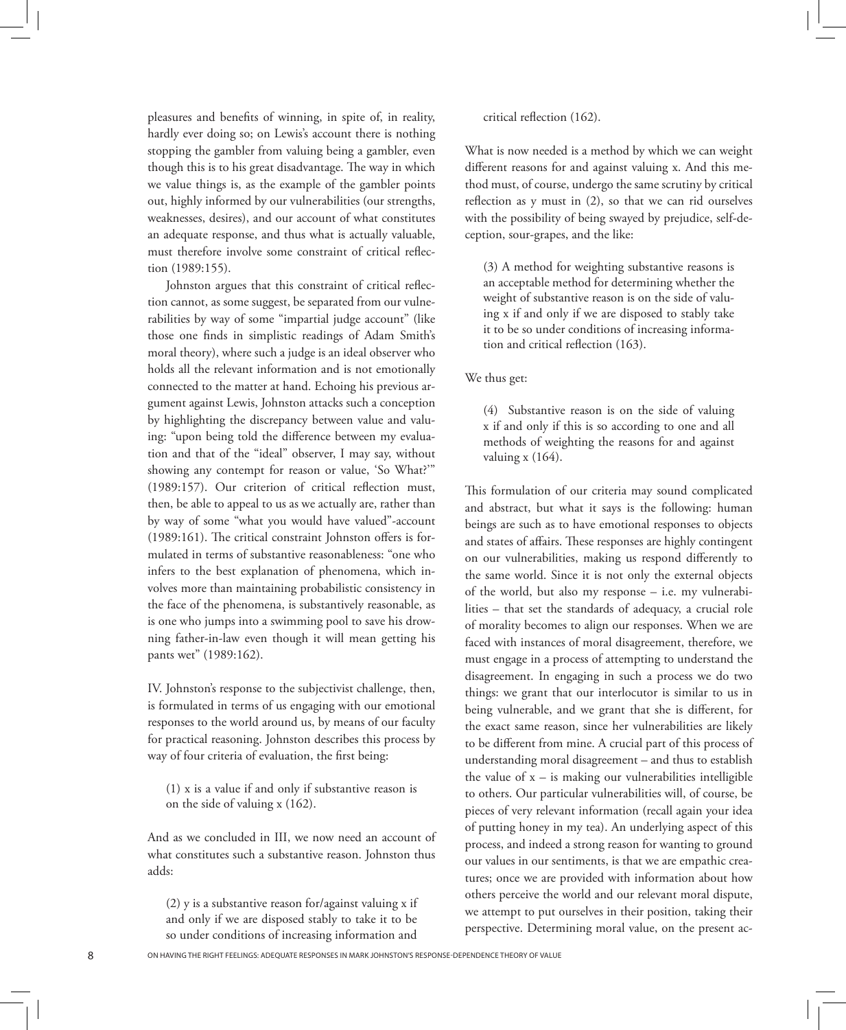pleasures and benefits of winning, in spite of, in reality, hardly ever doing so; on Lewis's account there is nothing stopping the gambler from valuing being a gambler, even though this is to his great disadvantage. The way in which we value things is, as the example of the gambler points out, highly informed by our vulnerabilities (our strengths, weaknesses, desires), and our account of what constitutes an adequate response, and thus what is actually valuable, must therefore involve some constraint of critical reflection (1989:155).

Johnston argues that this constraint of critical reflection cannot, as some suggest, be separated from our vulnerabilities by way of some "impartial judge account" (like those one finds in simplistic readings of Adam Smith's moral theory), where such a judge is an ideal observer who holds all the relevant information and is not emotionally connected to the matter at hand. Echoing his previous argument against Lewis, Johnston attacks such a conception by highlighting the discrepancy between value and valuing: "upon being told the difference between my evaluation and that of the "ideal" observer, I may say, without showing any contempt for reason or value, 'So What?'" (1989:157). Our criterion of critical reflection must, then, be able to appeal to us as we actually are, rather than by way of some "what you would have valued"-account (1989:161). The critical constraint Johnston offers is formulated in terms of substantive reasonableness: "one who infers to the best explanation of phenomena, which involves more than maintaining probabilistic consistency in the face of the phenomena, is substantively reasonable, as is one who jumps into a swimming pool to save his drowning father-in-law even though it will mean getting his pants wet" (1989:162).

IV. Johnston's response to the subjectivist challenge, then, is formulated in terms of us engaging with our emotional responses to the world around us, by means of our faculty for practical reasoning. Johnston describes this process by way of four criteria of evaluation, the first being:

> (1) x is a value if and only if substantive reason is on the side of valuing x (162).

And as we concluded in III, we now need an account of what constitutes such a substantive reason. Johnston thus adds:

> (2) y is a substantive reason for/against valuing x if and only if we are disposed stably to take it to be so under conditions of increasing information and critical reflection (162).

What is now needed is a method by which we can weight different reasons for and against valuing x. And this method must, of course, undergo the same scrutiny by critical reflection as y must in (2), so that we can rid ourselves with the possibility of being swayed by prejudice, self-deception, sour-grapes, and the like:

> (3) A method for weighting substantive reasons is an acceptable method for determining whether the weight of substantive reason is on the side of valuing x if and only if we are disposed to stably take it to be so under conditions of increasing information and critical reflection (163).

We thus get:

> (4) Substantive reason is on the side of valuing x if and only if this is so according to one and all methods of weighting the reasons for and against valuing x (164).

This formulation of our criteria may sound complicated and abstract, but what it says is the following: human beings are such as to have emotional responses to objects and states of affairs. These responses are highly contingent on our vulnerabilities, making us respond differently to the same world. Since it is not only the external objects of the world, but also my response – i.e. my vulnerabilities – that set the standards of adequacy, a crucial role of morality becomes to align our responses. When we are faced with instances of moral disagreement, therefore, we must engage in a process of attempting to understand the disagreement. In engaging in such a process we do two things: we grant that our interlocutor is similar to us in being vulnerable, and we grant that she is different, for the exact same reason, since her vulnerabilities are likely to be different from mine. A crucial part of this process of understanding moral disagreement – and thus to establish the value of x – is making our vulnerabilities intelligible to others. Our particular vulnerabilities will, of course, be pieces of very relevant information (recall again your idea of putting honey in my tea). An underlying aspect of this process, and indeed a strong reason for wanting to ground our values in our sentiments, is that we are empathic creatures; once we are provided with information about how others perceive the world and our relevant moral dispute, we attempt to put ourselves in their position, taking their perspective. Determining moral value, on the present ac-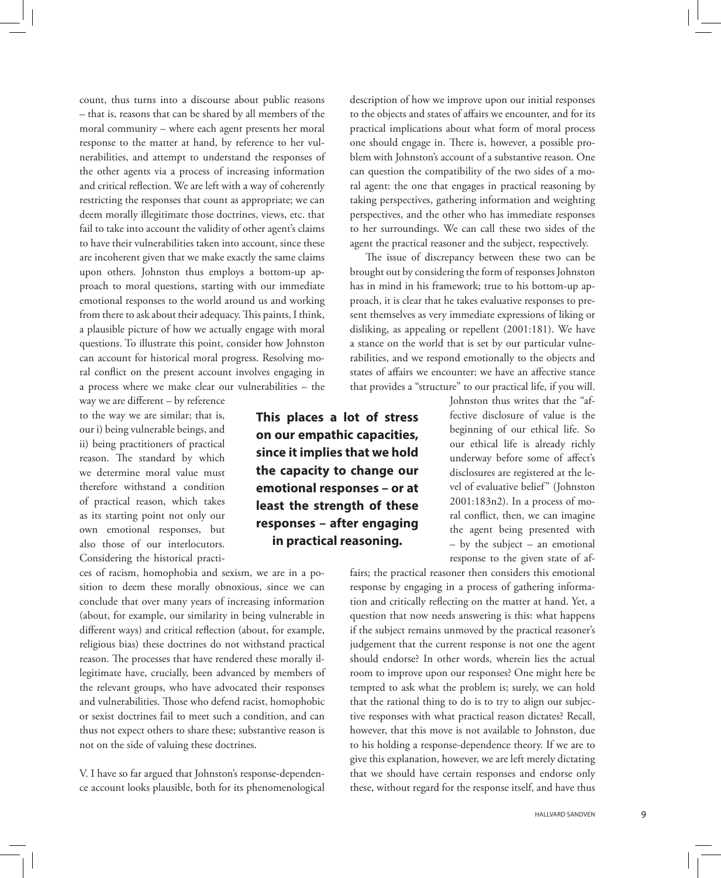count, thus turns into a discourse about public reasons – that is, reasons that can be shared by all members of the moral community – where each agent presents her moral response to the matter at hand, by reference to her vulnerabilities, and attempt to understand the responses of the other agents via a process of increasing information and critical reflection. We are left with a way of coherently restricting the responses that count as appropriate; we can deem morally illegitimate those doctrines, views, etc. that fail to take into account the validity of other agent's claims to have their vulnerabilities taken into account, since these are incoherent given that we make exactly the same claims upon others. Johnston thus employs a bottom-up approach to moral questions, starting with our immediate emotional responses to the world around us and working from there to ask about their adequacy. This paints, I think, a plausible picture of how we actually engage with moral questions. To illustrate this point, consider how Johnston can account for historical moral progress. Resolving moral conflict on the present account involves engaging in a process where we make clear our vulnerabilities – the way we are different – by reference to the way we are similar; that is, our i) being vulnerable beings, and ii) being practitioners of practical reason. The standard by which we determine moral value must therefore withstand a condition of practical reason, which takes as its starting point not only our own emotional responses, but also those of our interlocutors. Considering the historical practices of racism, homophobia and sexism, we are in a position to deem these morally obnoxious, since we can conclude that over many years of increasing information (about, for example, our similarity in being vulnerable in different ways) and critical reflection (about, for example, religious bias) these doctrines do not withstand practical reason. The processes that have rendered these morally illegitimate have, crucially, been advanced by members of the relevant groups, who have advocated their responses and vulnerabilities. Those who defend racist, homophobic or sexist doctrines fail to meet such a condition, and can thus not expect others to share these; substantive reason is not on the side of valuing these doctrines.

V. I have so far argued that Johnston's response-dependence account looks plausible, both for its phenomenological description of how we improve upon our initial responses to the objects and states of affairs we encounter, and for its practical implications about what form of moral process one should engage in. There is, however, a possible problem with Johnston's account of a substantive reason. One can question the compatibility of the two sides of a moral agent: the one that engages in practical reasoning by taking perspectives, gathering information and weighting perspectives, and the other who has immediate responses to her surroundings. We can call these two sides of the agent the practical reasoner and the subject, respectively.

The issue of discrepancy between these two can be brought out by considering the form of responses Johnston has in mind in his framework; true to his bottom-up approach, it is clear that he takes evaluative responses to present themselves as very immediate expressions of liking or disliking, as appealing or repellent (2001:181). We have a stance on the world that is set by our particular vulnerabilities, and we respond emotionally to the objects and states of affairs we encounter; we have an affective stance that provides a "structure" to our practical life, if you will. Johnston thus writes that the "affective disclosure of value is the beginning of our ethical life. So our ethical life is already richly underway before some of affect's disclosures are registered at the level of evaluative belief" (Johnston 2001:183n2). In a process of moral conflict, then, we can imagine the agent being presented with – by the subject – an emotional response to the given state of affairs; the practical reasoner then considers this emotional response by engaging in a process of gathering information and critically reflecting on the matter at hand. Yet, a question that now needs answering is this: what happens if the subject remains unmoved by the practical reasoner's judgement that the current response is not one the agent should endorse? In other words, wherein lies the actual room to improve upon our responses? One might here be tempted to ask what the problem is; surely, we can hold that the rational thing to do is to try to align our subjective responses with what practical reason dictates? Recall, however, that this move is not available to Johnston, due to his holding a response-dependence theory. If we are to give this explanation, however, we are left merely dictating that we should have certain responses and endorse only these, without regard for the response itself, and have thus

**This places a lot of stress on our empathic capacities, since it implies that we hold the capacity to change our emotional responses – or at least the strength of these responses – after engaging in practical reasoning.**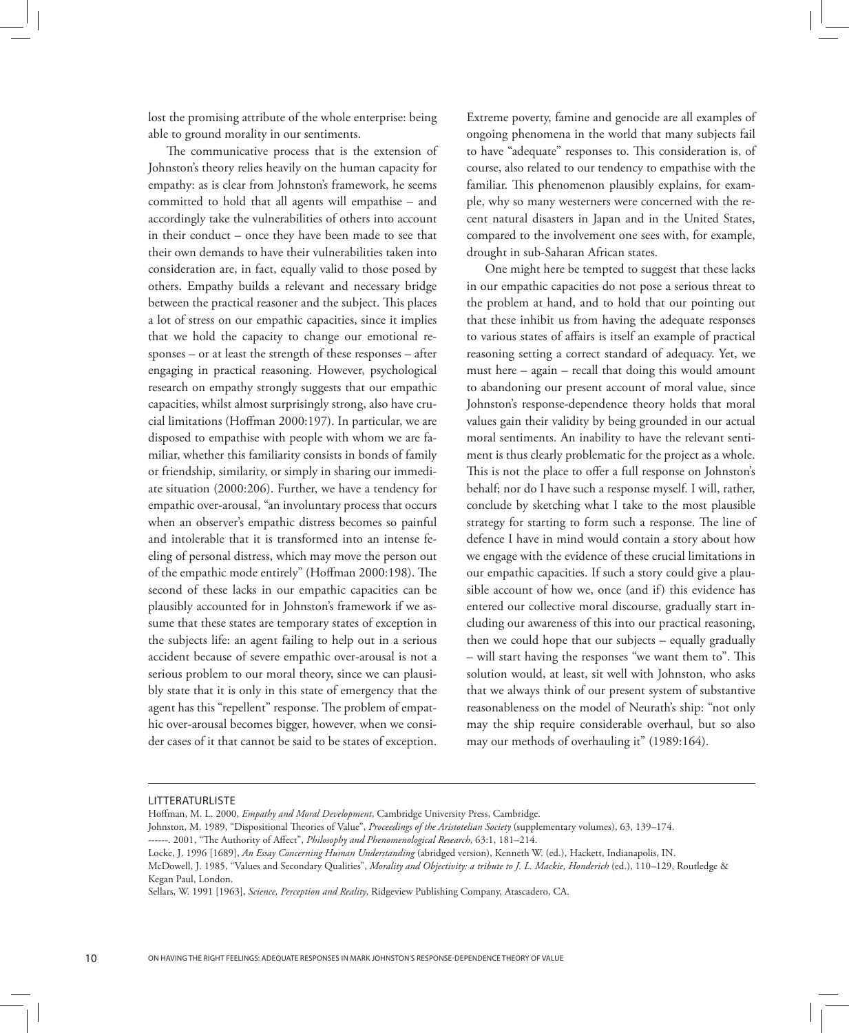lost the promising attribute of the whole enterprise: being able to ground morality in our sentiments.

The communicative process that is the extension of Johnston's theory relies heavily on the human capacity for empathy: as is clear from Johnston's framework, he seems committed to hold that all agents will empathise – and accordingly take the vulnerabilities of others into account in their conduct – once they have been made to see that their own demands to have their vulnerabilities taken into consideration are, in fact, equally valid to those posed by others. Empathy builds a relevant and necessary bridge between the practical reasoner and the subject. This places a lot of stress on our empathic capacities, since it implies that we hold the capacity to change our emotional responses – or at least the strength of these responses – after engaging in practical reasoning. However, psychological research on empathy strongly suggests that our empathic capacities, whilst almost surprisingly strong, also have crucial limitations (Hoffman 2000:197). In particular, we are disposed to empathise with people with whom we are familiar, whether this familiarity consists in bonds of family or friendship, similarity, or simply in sharing our immediate situation (2000:206). Further, we have a tendency for empathic over-arousal, "an involuntary process that occurs when an observer's empathic distress becomes so painful and intolerable that it is transformed into an intense feeling of personal distress, which may move the person out of the empathic mode entirely" (Hoffman 2000:198). The second of these lacks in our empathic capacities can be plausibly accounted for in Johnston's framework if we assume that these states are temporary states of exception in the subjects life: an agent failing to help out in a serious accident because of severe empathic over-arousal is not a serious problem to our moral theory, since we can plausibly state that it is only in this state of emergency that the agent has this "repellent" response. The problem of empathic over-arousal becomes bigger, however, when we consider cases of it that cannot be said to be states of exception. Extreme poverty, famine and genocide are all examples of ongoing phenomena in the world that many subjects fail to have "adequate" responses to. This consideration is, of course, also related to our tendency to empathise with the familiar. This phenomenon plausibly explains, for example, why so many westerners were concerned with the recent natural disasters in Japan and in the United States, compared to the involvement one sees with, for example, drought in sub-Saharan African states.

One might here be tempted to suggest that these lacks in our empathic capacities do not pose a serious threat to the problem at hand, and to hold that our pointing out that these inhibit us from having the adequate responses to various states of affairs is itself an example of practical reasoning setting a correct standard of adequacy. Yet, we must here – again – recall that doing this would amount to abandoning our present account of moral value, since Johnston's response-dependence theory holds that moral values gain their validity by being grounded in our actual moral sentiments. An inability to have the relevant sentiment is thus clearly problematic for the project as a whole. This is not the place to offer a full response on Johnston's behalf; nor do I have such a response myself. I will, rather, conclude by sketching what I take to the most plausible strategy for starting to form such a response. The line of defence I have in mind would contain a story about how we engage with the evidence of these crucial limitations in our empathic capacities. If such a story could give a plausible account of how we, once (and if) this evidence has entered our collective moral discourse, gradually start including our awareness of this into our practical reasoning, then we could hope that our subjects – equally gradually – will start having the responses "we want them to". This solution would, at least, sit well with Johnston, who asks that we always think of our present system of substantive reasonableness on the model of Neurath's ship: "not only may the ship require considerable overhaul, but so also may our methods of overhauling it" (1989:164).

## LITTERATURLISTE

Hoffman, M. L. 2000, *Empathy and Moral Development*, Cambridge University Press, Cambridge.

Johnston, M. 1989, "Dispositional Theories of Value", *Proceedings of the Aristotelian Society* (supplementary volumes), 63, 139–174.

------. 2001, "The Authority of Affect", *Philosophy and Phenomenological Research*, 63:1, 181–214.

Locke, J. 1996 [1689], *An Essay Concerning Human Understanding* (abridged version), Kenneth W. (ed.), Hackett, Indianapolis, IN.

McDowell, J. 1985, "Values and Secondary Qualities", *Morality and Objectivity: a tribute to J. L. Mackie, Honderich* (ed.), 110–129, Routledge & Kegan Paul, London.

Sellars, W. 1991 [1963], *Science, Perception and Reality*, Ridgeview Publishing Company, Atascadero, CA.